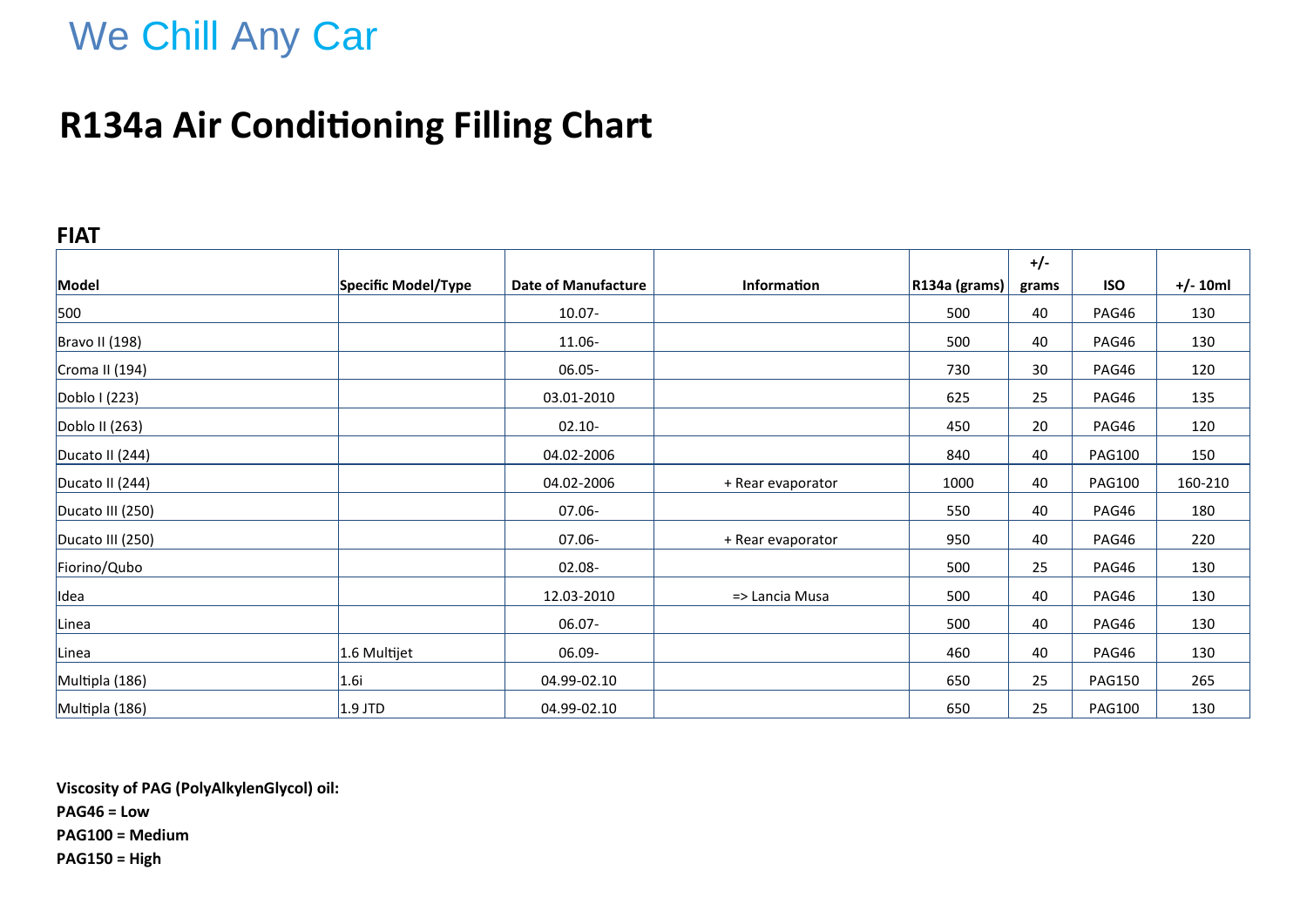We Chill Any Car

# R134a Air Conditioning Filling Chart

## FIAT

| Model | Specific Model/Type | Date of Manufacture | Information | R134a (grams) | +/- grams | ISO | +/- 10ml |
|---|---|---|---|---|---|---|---|
| 500 | | 10.07- | | 500 | 40 | PAG46 | 130 |
| Bravo II (198) | | 11.06- | | 500 | 40 | PAG46 | 130 |
| Croma II (194) | | 06.05- | | 730 | 30 | PAG46 | 120 |
| Doblo I (223) | | 03.01-2010 | | 625 | 25 | PAG46 | 135 |
| Doblo II (263) | | 02.10- | | 450 | 20 | PAG46 | 120 |
| Ducato II (244) | | 04.02-2006 | | 840 | 40 | PAG100 | 150 |
| Ducato II (244) | | 04.02-2006 | + Rear evaporator | 1000 | 40 | PAG100 | 160-210 |
| Ducato III (250) | | 07.06- | | 550 | 40 | PAG46 | 180 |
| Ducato III (250) | | 07.06- | + Rear evaporator | 950 | 40 | PAG46 | 220 |
| Fiorino/Qubo | | 02.08- | | 500 | 25 | PAG46 | 130 |
| Idea | | 12.03-2010 | => Lancia Musa | 500 | 40 | PAG46 | 130 |
| Linea | | 06.07- | | 500 | 40 | PAG46 | 130 |
| Linea | 1.6 Multijet | 06.09- | | 460 | 40 | PAG46 | 130 |
| Multipla (186) | 1.6i | 04.99-02.10 | | 650 | 25 | PAG150 | 265 |
| Multipla (186) | 1.9 JTD | 04.99-02.10 | | 650 | 25 | PAG100 | 130 |

**Viscosity of PAG (PolyAlkylenGlycol) oil:**

**PAG46 = Low**

**PAG100 = Medium**

**PAG150 = High**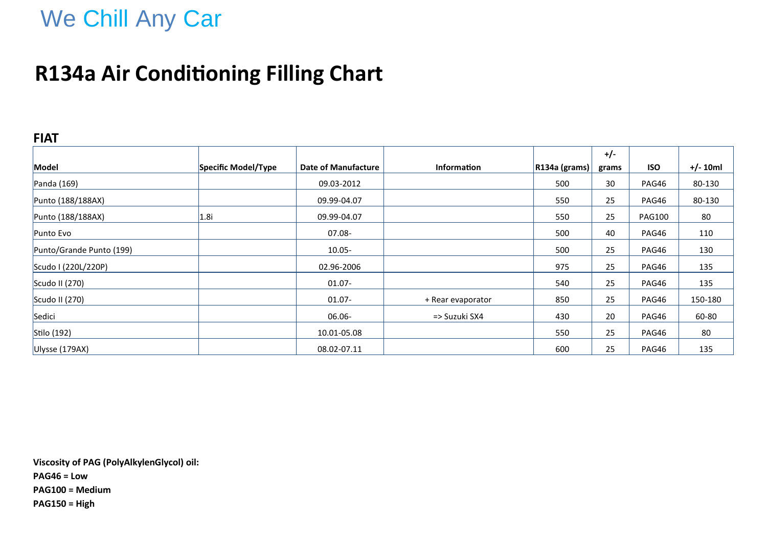We Chill Any Car

# R134a Air Conditioning Filling Chart

## FIAT

| Model | Specific Model/Type | Date of Manufacture | Information | R134a (grams) | +/- grams | ISO | +/- 10ml |
|---|---|---|---|---|---|---|---|
| Panda (169) | | 09.03-2012 | | 500 | 30 | PAG46 | 80-130 |
| Punto (188/188AX) | | 09.99-04.07 | | 550 | 25 | PAG46 | 80-130 |
| Punto (188/188AX) | 1.8i | 09.99-04.07 | | 550 | 25 | PAG100 | 80 |
| Punto Evo | | 07.08- | | 500 | 40 | PAG46 | 110 |
| Punto/Grande Punto (199) | | 10.05- | | 500 | 25 | PAG46 | 130 |
| Scudo I (220L/220P) | | 02.96-2006 | | 975 | 25 | PAG46 | 135 |
| Scudo II (270) | | 01.07- | | 540 | 25 | PAG46 | 135 |
| Scudo II (270) | | 01.07- | + Rear evaporator | 850 | 25 | PAG46 | 150-180 |
| Sedici | | 06.06- | => Suzuki SX4 | 430 | 20 | PAG46 | 60-80 |
| Stilo (192) | | 10.01-05.08 | | 550 | 25 | PAG46 | 80 |
| Ulysse (179AX) | | 08.02-07.11 | | 600 | 25 | PAG46 | 135 |

**Viscosity of PAG (PolyAlkylenGlycol) oil:**
**PAG46 = Low**
**PAG100 = Medium**
**PAG150 = High**